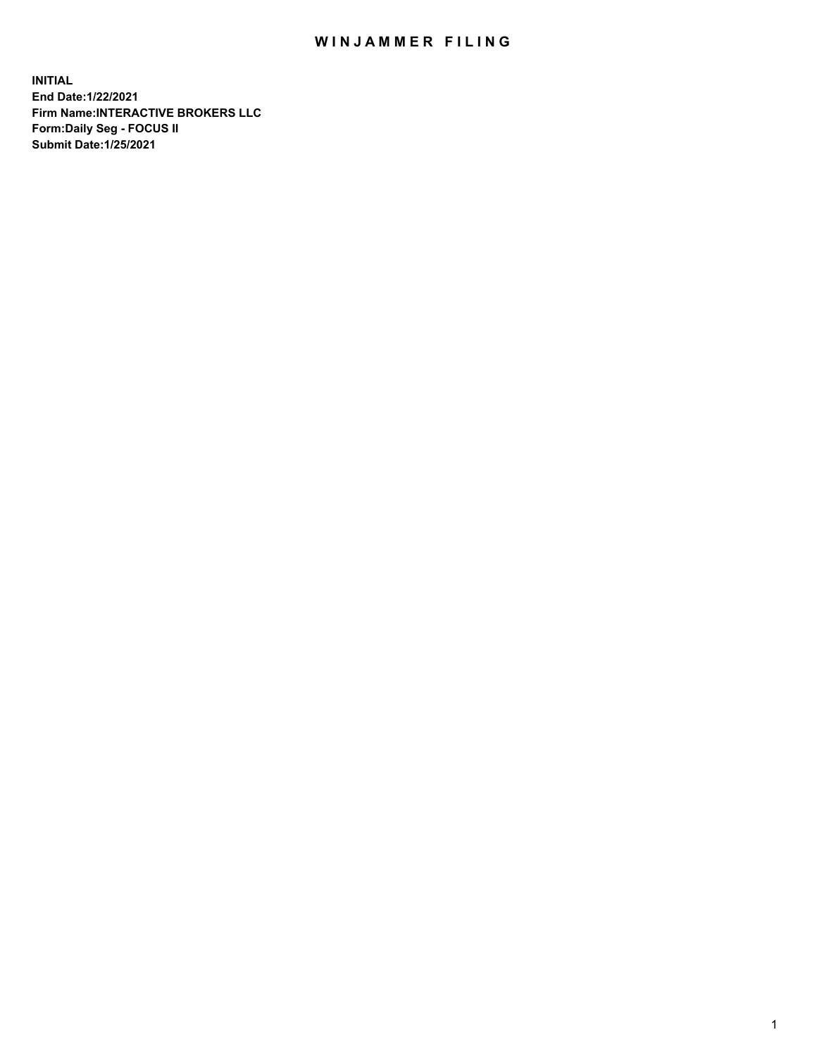# WINJAMMER FILING

**INITIAL**
**End Date:1/22/2021**
**Firm Name:INTERACTIVE BROKERS LLC**
**Form:Daily Seg - FOCUS II**
**Submit Date:1/25/2021**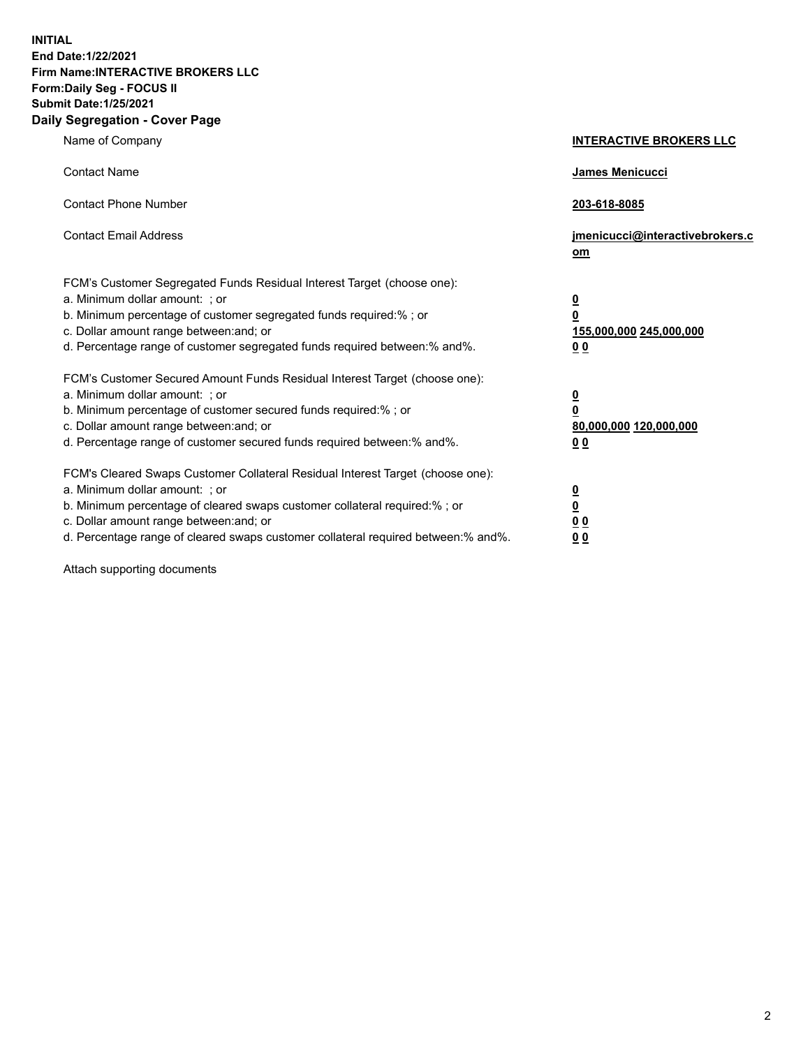**INITIAL**
**End Date:1/22/2021**
**Firm Name:INTERACTIVE BROKERS LLC**
**Form:Daily Seg - FOCUS II**
**Submit Date:1/25/2021**

## Daily Segregation - Cover Page

| | |
|---|---|
| Name of Company | **INTERACTIVE BROKERS LLC** |
| Contact Name | **James Menicucci** |
| Contact Phone Number | **203-618-8085** |
| Contact Email Address | **jmenicucci@interactivebrokers.com** |

FCM's Customer Segregated Funds Residual Interest Target (choose one):

| | |
|---|---|
| a. Minimum dollar amount: ; or | **0** |
| b. Minimum percentage of customer segregated funds required:% ; or | **0** |
| c. Dollar amount range between:and; or | **155,000,000 245,000,000** |
| d. Percentage range of customer segregated funds required between:% and%. | **0 0** |

FCM's Customer Secured Amount Funds Residual Interest Target (choose one):

| | |
|---|---|
| a. Minimum dollar amount: ; or | **0** |
| b. Minimum percentage of customer secured funds required:% ; or | **0** |
| c. Dollar amount range between:and; or | **80,000,000 120,000,000** |
| d. Percentage range of customer secured funds required between:% and%. | **0 0** |

FCM's Cleared Swaps Customer Collateral Residual Interest Target (choose one):

| | |
|---|---|
| a. Minimum dollar amount: ; or | **0** |
| b. Minimum percentage of cleared swaps customer collateral required:% ; or | **0** |
| c. Dollar amount range between:and; or | **0 0** |
| d. Percentage range of cleared swaps customer collateral required between:% and%. | **0 0** |

Attach supporting documents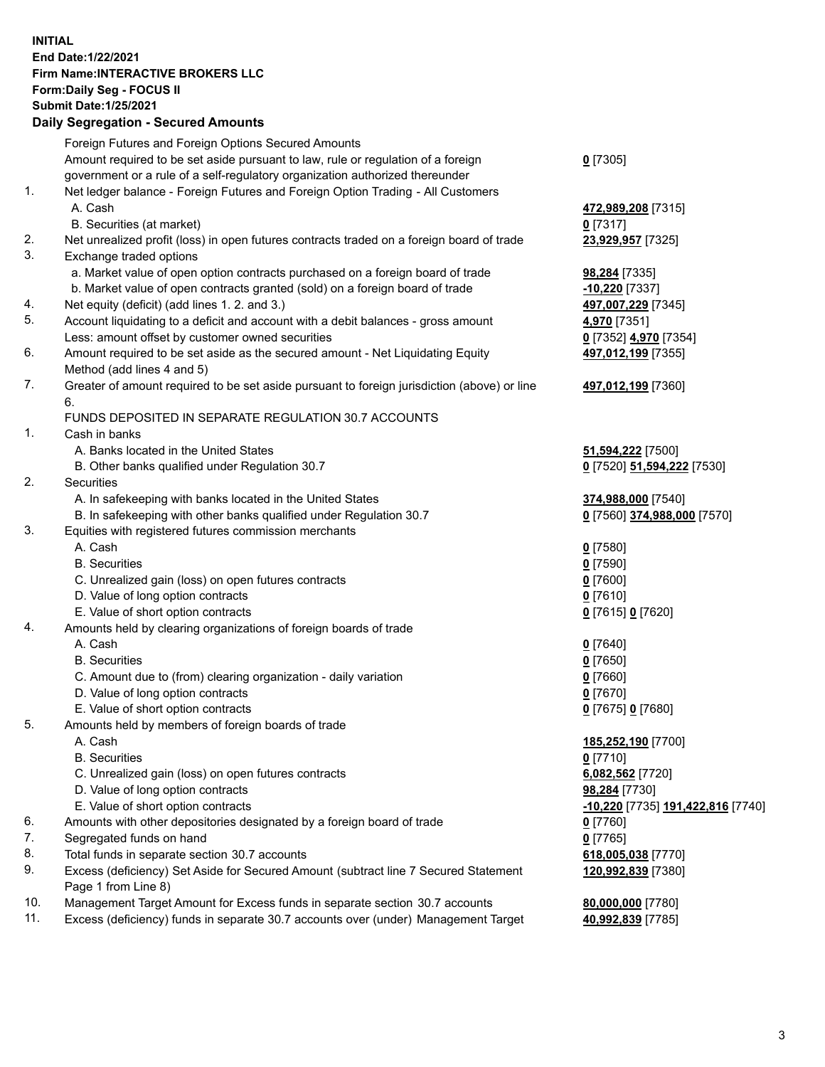**INITIAL**
**End Date:1/22/2021**
**Firm Name:INTERACTIVE BROKERS LLC**
**Form:Daily Seg - FOCUS II**
**Submit Date:1/25/2021**

**Daily Segregation - Secured Amounts**

| | | |
|---|---|---|
| | Foreign Futures and Foreign Options Secured Amounts | |
| | Amount required to be set aside pursuant to law, rule or regulation of a foreign government or a rule of a self-regulatory organization authorized thereunder | **0** [7305] |
| 1. | Net ledger balance - Foreign Futures and Foreign Option Trading - All Customers | |
| | A. Cash | **472,989,208** [7315] |
| | B. Securities (at market) | **0** [7317] |
| 2. | Net unrealized profit (loss) in open futures contracts traded on a foreign board of trade | **23,929,957** [7325] |
| 3. | Exchange traded options | |
| | a. Market value of open option contracts purchased on a foreign board of trade | **98,284** [7335] |
| | b. Market value of open contracts granted (sold) on a foreign board of trade | **-10,220** [7337] |
| 4. | Net equity (deficit) (add lines 1. 2. and 3.) | **497,007,229** [7345] |
| 5. | Account liquidating to a deficit and account with a debit balances - gross amount | **4,970** [7351] |
| | Less: amount offset by customer owned securities | **0** [7352] **4,970** [7354] |
| 6. | Amount required to be set aside as the secured amount - Net Liquidating Equity Method (add lines 4 and 5) | **497,012,199** [7355] |
| 7. | Greater of amount required to be set aside pursuant to foreign jurisdiction (above) or line 6. | **497,012,199** [7360] |
| | FUNDS DEPOSITED IN SEPARATE REGULATION 30.7 ACCOUNTS | |
| 1. | Cash in banks | |
| | A. Banks located in the United States | **51,594,222** [7500] |
| | B. Other banks qualified under Regulation 30.7 | **0** [7520] **51,594,222** [7530] |
| 2. | Securities | |
| | A. In safekeeping with banks located in the United States | **374,988,000** [7540] |
| | B. In safekeeping with other banks qualified under Regulation 30.7 | **0** [7560] **374,988,000** [7570] |
| 3. | Equities with registered futures commission merchants | |
| | A. Cash | **0** [7580] |
| | B. Securities | **0** [7590] |
| | C. Unrealized gain (loss) on open futures contracts | **0** [7600] |
| | D. Value of long option contracts | **0** [7610] |
| | E. Value of short option contracts | **0** [7615] **0** [7620] |
| 4. | Amounts held by clearing organizations of foreign boards of trade | |
| | A. Cash | **0** [7640] |
| | B. Securities | **0** [7650] |
| | C. Amount due to (from) clearing organization - daily variation | **0** [7660] |
| | D. Value of long option contracts | **0** [7670] |
| | E. Value of short option contracts | **0** [7675] **0** [7680] |
| 5. | Amounts held by members of foreign boards of trade | |
| | A. Cash | **185,252,190** [7700] |
| | B. Securities | **0** [7710] |
| | C. Unrealized gain (loss) on open futures contracts | **6,082,562** [7720] |
| | D. Value of long option contracts | **98,284** [7730] |
| | E. Value of short option contracts | **-10,220** [7735] **191,422,816** [7740] |
| 6. | Amounts with other depositories designated by a foreign board of trade | **0** [7760] |
| 7. | Segregated funds on hand | **0** [7765] |
| 8. | Total funds in separate section 30.7 accounts | **618,005,038** [7770] |
| 9. | Excess (deficiency) Set Aside for Secured Amount (subtract line 7 Secured Statement Page 1 from Line 8) | **120,992,839** [7380] |
| 10. | Management Target Amount for Excess funds in separate section 30.7 accounts | **80,000,000** [7780] |
| 11. | Excess (deficiency) funds in separate 30.7 accounts over (under) Management Target | **40,992,839** [7785] |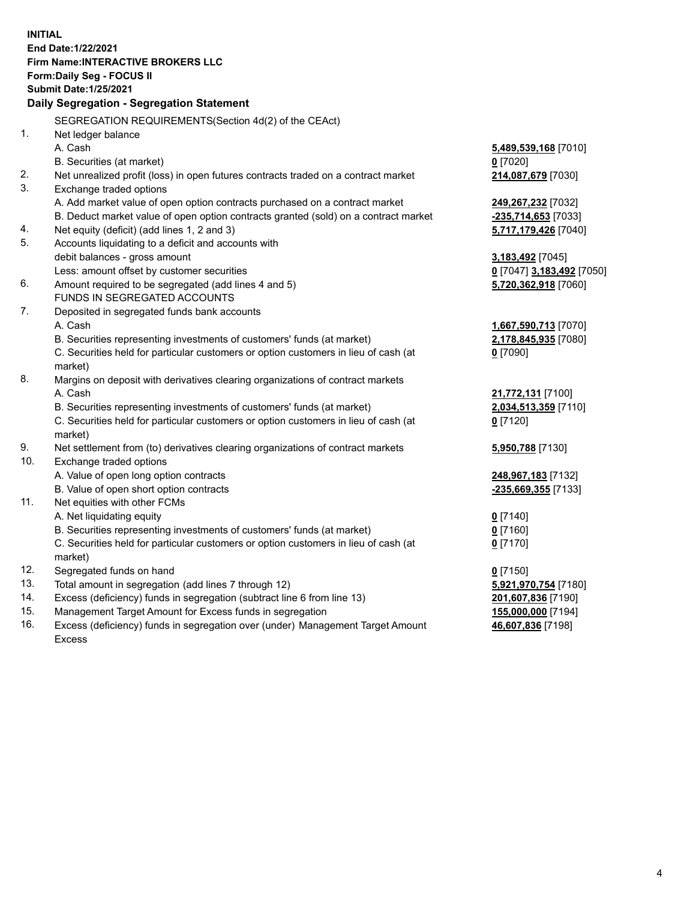**INITIAL**
**End Date:1/22/2021**
**Firm Name:INTERACTIVE BROKERS LLC**
**Form:Daily Seg - FOCUS II**
**Submit Date:1/25/2021**

**Daily Segregation - Segregation Statement**

SEGREGATION REQUIREMENTS(Section 4d(2) of the CEAct)

| | | |
|---|---|---|
| 1. | Net ledger balance | |
| | A. Cash | **5,489,539,168** [7010] |
| | B. Securities (at market) | **0** [7020] |
| 2. | Net unrealized profit (loss) in open futures contracts traded on a contract market | **214,087,679** [7030] |
| 3. | Exchange traded options | |
| | A. Add market value of open option contracts purchased on a contract market | **249,267,232** [7032] |
| | B. Deduct market value of open option contracts granted (sold) on a contract market | **-235,714,653** [7033] |
| 4. | Net equity (deficit) (add lines 1, 2 and 3) | **5,717,179,426** [7040] |
| 5. | Accounts liquidating to a deficit and accounts with | |
| | debit balances - gross amount | **3,183,492** [7045] |
| | Less: amount offset by customer securities | **0** [7047] **3,183,492** [7050] |
| 6. | Amount required to be segregated (add lines 4 and 5) | **5,720,362,918** [7060] |
| | FUNDS IN SEGREGATED ACCOUNTS | |
| 7. | Deposited in segregated funds bank accounts | |
| | A. Cash | **1,667,590,713** [7070] |
| | B. Securities representing investments of customers' funds (at market) | **2,178,845,935** [7080] |
| | C. Securities held for particular customers or option customers in lieu of cash (at market) | **0** [7090] |
| 8. | Margins on deposit with derivatives clearing organizations of contract markets | |
| | A. Cash | **21,772,131** [7100] |
| | B. Securities representing investments of customers' funds (at market) | **2,034,513,359** [7110] |
| | C. Securities held for particular customers or option customers in lieu of cash (at market) | **0** [7120] |
| 9. | Net settlement from (to) derivatives clearing organizations of contract markets | **5,950,788** [7130] |
| 10. | Exchange traded options | |
| | A. Value of open long option contracts | **248,967,183** [7132] |
| | B. Value of open short option contracts | **-235,669,355** [7133] |
| 11. | Net equities with other FCMs | |
| | A. Net liquidating equity | **0** [7140] |
| | B. Securities representing investments of customers' funds (at market) | **0** [7160] |
| | C. Securities held for particular customers or option customers in lieu of cash (at market) | **0** [7170] |
| 12. | Segregated funds on hand | **0** [7150] |
| 13. | Total amount in segregation (add lines 7 through 12) | **5,921,970,754** [7180] |
| 14. | Excess (deficiency) funds in segregation (subtract line 6 from line 13) | **201,607,836** [7190] |
| 15. | Management Target Amount for Excess funds in segregation | **155,000,000** [7194] |
| 16. | Excess (deficiency) funds in segregation over (under) Management Target Amount Excess | **46,607,836** [7198] |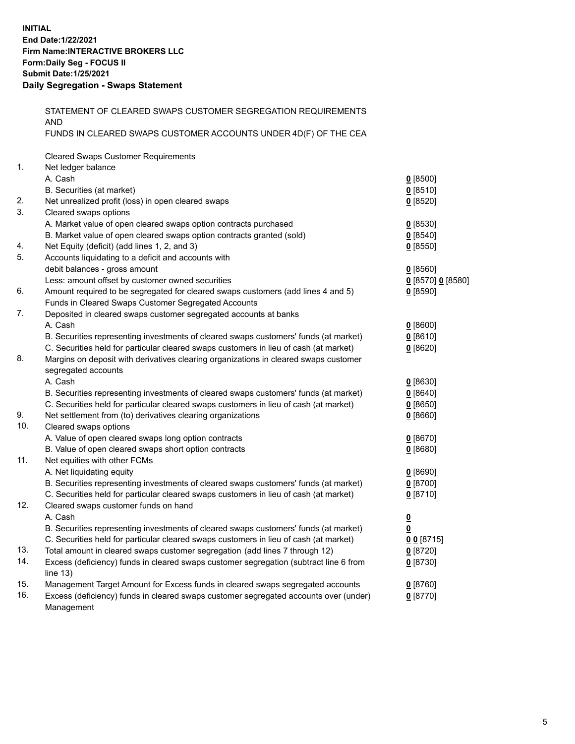**INITIAL**
**End Date:1/22/2021**
**Firm Name:INTERACTIVE BROKERS LLC**
**Form:Daily Seg - FOCUS II**
**Submit Date:1/25/2021**
**Daily Segregation - Swaps Statement**

STATEMENT OF CLEARED SWAPS CUSTOMER SEGREGATION REQUIREMENTS AND FUNDS IN CLEARED SWAPS CUSTOMER ACCOUNTS UNDER 4D(F) OF THE CEA

| | | |
|---|---|---|
| | Cleared Swaps Customer Requirements | |
| 1. | Net ledger balance | |
| | A. Cash | 0 [8500] |
| | B. Securities (at market) | 0 [8510] |
| 2. | Net unrealized profit (loss) in open cleared swaps | 0 [8520] |
| 3. | Cleared swaps options | |
| | A. Market value of open cleared swaps option contracts purchased | 0 [8530] |
| | B. Market value of open cleared swaps option contracts granted (sold) | 0 [8540] |
| 4. | Net Equity (deficit) (add lines 1, 2, and 3) | 0 [8550] |
| 5. | Accounts liquidating to a deficit and accounts with | |
| | debit balances - gross amount | 0 [8560] |
| | Less: amount offset by customer owned securities | 0 [8570] 0 [8580] |
| 6. | Amount required to be segregated for cleared swaps customers (add lines 4 and 5) | 0 [8590] |
| | Funds in Cleared Swaps Customer Segregated Accounts | |
| 7. | Deposited in cleared swaps customer segregated accounts at banks | |
| | A. Cash | 0 [8600] |
| | B. Securities representing investments of cleared swaps customers' funds (at market) | 0 [8610] |
| | C. Securities held for particular cleared swaps customers in lieu of cash (at market) | 0 [8620] |
| 8. | Margins on deposit with derivatives clearing organizations in cleared swaps customer segregated accounts | |
| | A. Cash | 0 [8630] |
| | B. Securities representing investments of cleared swaps customers' funds (at market) | 0 [8640] |
| | C. Securities held for particular cleared swaps customers in lieu of cash (at market) | 0 [8650] |
| 9. | Net settlement from (to) derivatives clearing organizations | 0 [8660] |
| 10. | Cleared swaps options | |
| | A. Value of open cleared swaps long option contracts | 0 [8670] |
| | B. Value of open cleared swaps short option contracts | 0 [8680] |
| 11. | Net equities with other FCMs | |
| | A. Net liquidating equity | 0 [8690] |
| | B. Securities representing investments of cleared swaps customers' funds (at market) | 0 [8700] |
| | C. Securities held for particular cleared swaps customers in lieu of cash (at market) | 0 [8710] |
| 12. | Cleared swaps customer funds on hand | |
| | A. Cash | 0 |
| | B. Securities representing investments of cleared swaps customers' funds (at market) | 0 |
| | C. Securities held for particular cleared swaps customers in lieu of cash (at market) | 0 0 [8715] |
| 13. | Total amount in cleared swaps customer segregation (add lines 7 through 12) | 0 [8720] |
| 14. | Excess (deficiency) funds in cleared swaps customer segregation (subtract line 6 from line 13) | 0 [8730] |
| 15. | Management Target Amount for Excess funds in cleared swaps segregated accounts | 0 [8760] |
| 16. | Excess (deficiency) funds in cleared swaps customer segregated accounts over (under) Management | 0 [8770] |